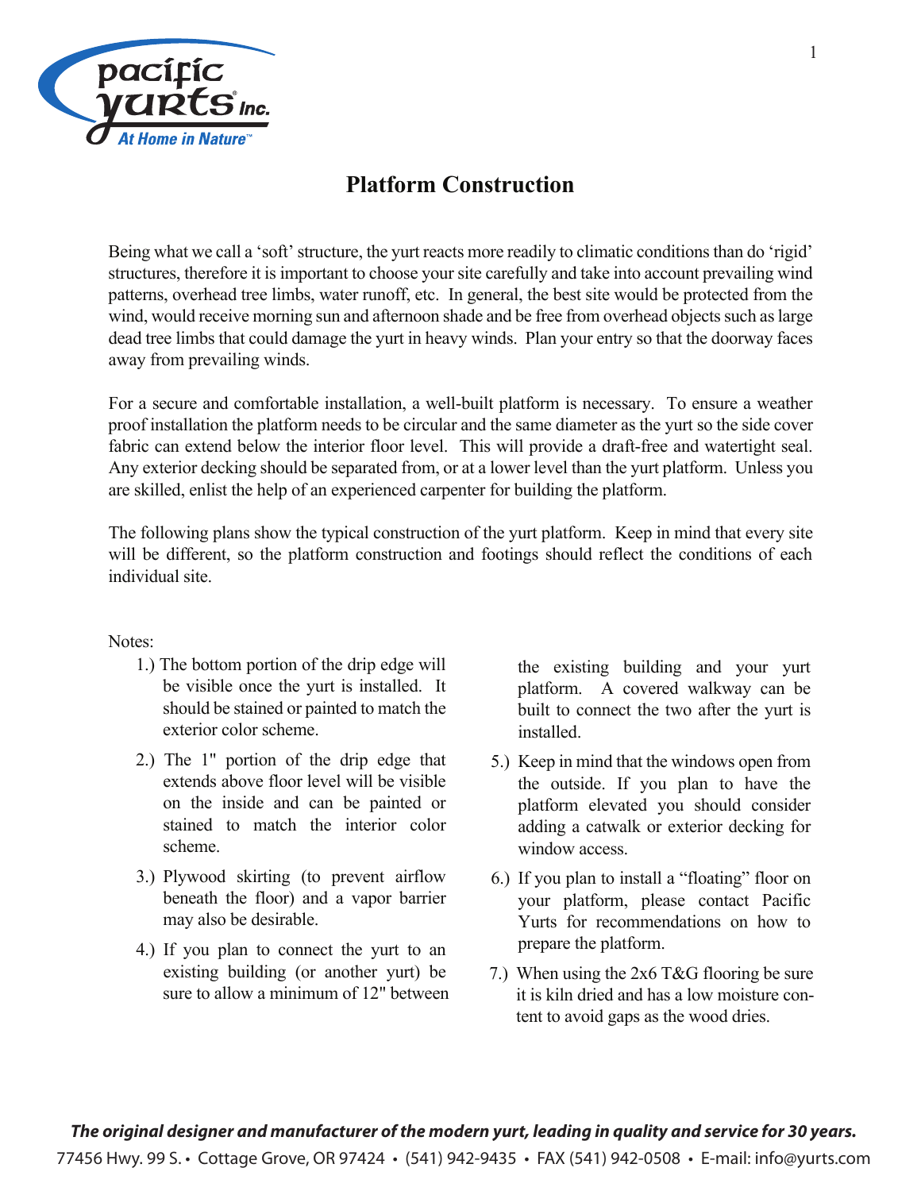# Platform Construction

Being what we call a 'soft' structure, the yurt reacts more readily to climatic conditions than do 'rigid' structures, therefore it is important to choose your site carefully and take into account prevailing wind patterns, overhead tree limbs, water runoff, etc. In general, the best site would be protected from the wind, would receive morning sun and afternoon shade and be free from overhead objects such as large dead tree limbs that could damage the yurt in heavy winds. Plan your entry so that the doorway faces away from prevailing winds.

For a secure and comfortable installation, a well-built platform is necessary. To ensure a weather proof installation the platform needs to be circular and the same diameter as the yurt so the side cover fabric can extend below the interior floor level. This will provide a draft-free and watertight seal. Any exterior decking should be separated from, or at a lower level than the yurt platform. Unless you are skilled, enlist the help of an experienced carpenter for building the platform.

The following plans show the typical construction of the yurt platform. Keep in mind that every site will be different, so the platform construction and footings should reflect the conditions of each individual site.

Notes:

1.) The bottom portion of the drip edge will be visible once the yurt is installed. It should be stained or painted to match the exterior color scheme.

2.) The 1" portion of the drip edge that extends above floor level will be visible on the inside and can be painted or stained to match the interior color scheme.

3.) Plywood skirting (to prevent airflow beneath the floor) and a vapor barrier may also be desirable.

4.) If you plan to connect the yurt to an existing building (or another yurt) be sure to allow a minimum of 12" between the existing building and your yurt platform. A covered walkway can be built to connect the two after the yurt is installed.

5.) Keep in mind that the windows open from the outside. If you plan to have the platform elevated you should consider adding a catwalk or exterior decking for window access.

6.) If you plan to install a "floating" floor on your platform, please contact Pacific Yurts for recommendations on how to prepare the platform.

7.) When using the 2x6 T&G flooring be sure it is kiln dried and has a low moisture content to avoid gaps as the wood dries.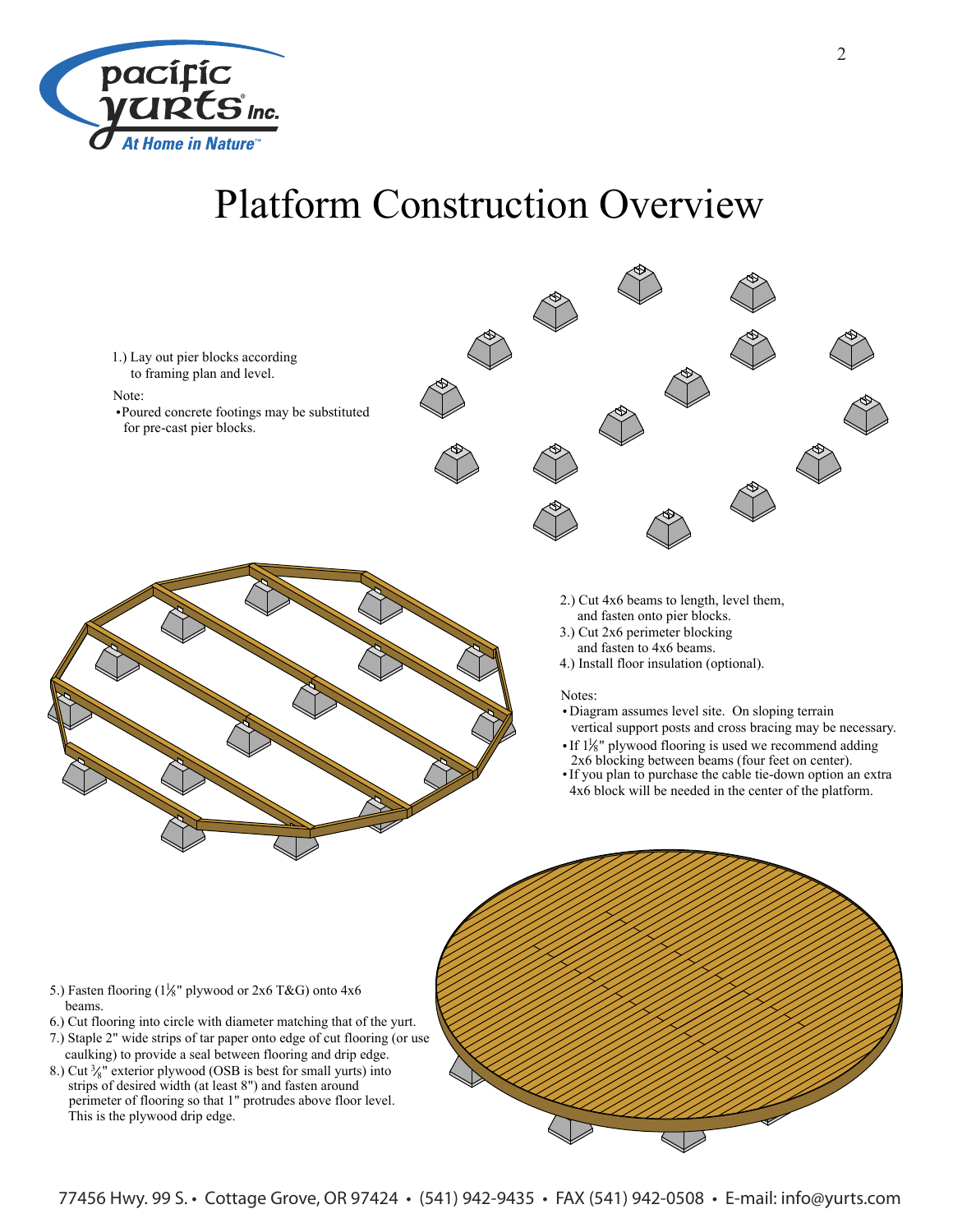# Platform Construction Overview

1.) Lay out pier blocks according to framing plan and level.

Note:
- Poured concrete footings may be substituted for pre-cast pier blocks.

2.) Cut 4x6 beams to length, level them, and fasten onto pier blocks.
3.) Cut 2x6 perimeter blocking and fasten to 4x6 beams.
4.) Install floor insulation (optional).

Notes:
- Diagram assumes level site. On sloping terrain vertical support posts and cross bracing may be necessary.
- If 1⅛" plywood flooring is used we recommend adding 2x6 blocking between beams (four feet on center).
- If you plan to purchase the cable tie-down option an extra 4x6 block will be needed in the center of the platform.

5.) Fasten flooring (1⅛" plywood or 2x6 T&G) onto 4x6 beams.
6.) Cut flooring into circle with diameter matching that of the yurt.
7.) Staple 2" wide strips of tar paper onto edge of cut flooring (or use caulking) to provide a seal between flooring and drip edge.
8.) Cut ⅜" exterior plywood (OSB is best for small yurts) into strips of desired width (at least 8") and fasten around perimeter of flooring so that 1" protrudes above floor level. This is the plywood drip edge.

77456 Hwy. 99 S. • Cottage Grove, OR 97424 • (541) 942-9435 • FAX (541) 942-0508 • E-mail: info@yurts.com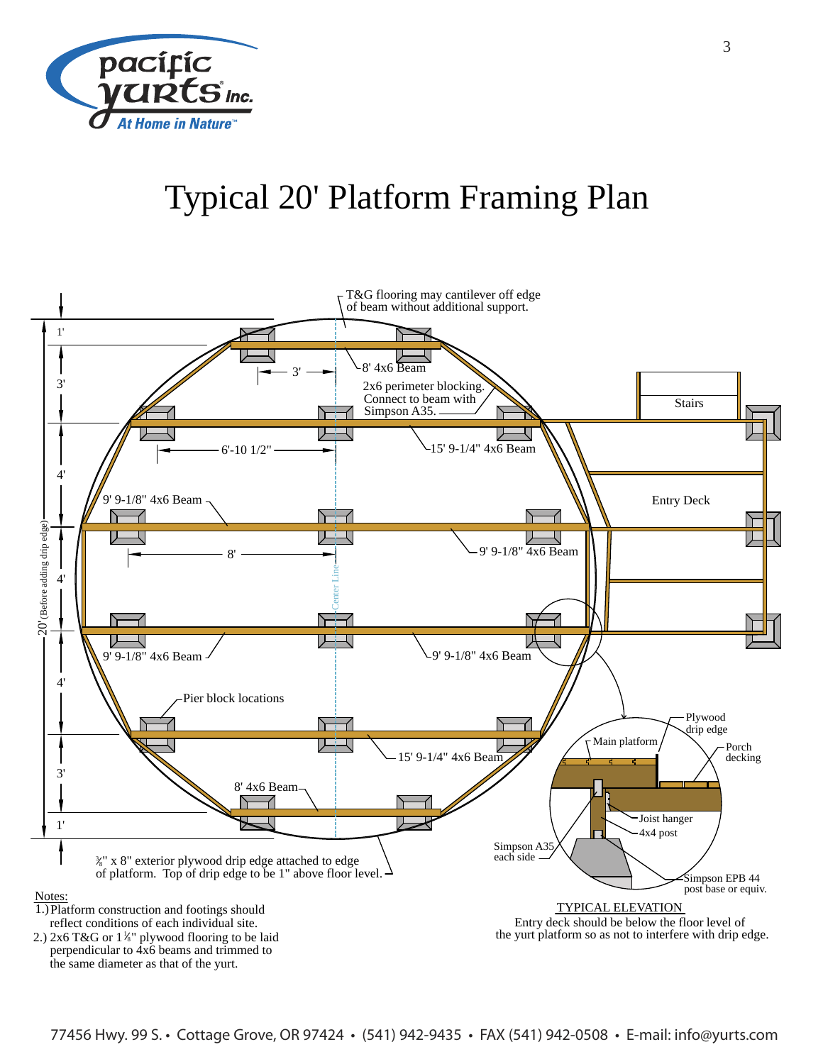# Typical 20' Platform Framing Plan

T&G flooring may cantilever off edge of beam without additional support.

8' 4x6 Beam

3'

2x6 perimeter blocking. Connect to beam with Simpson A35.

15' 9-1/4" 4x6 Beam

6'-10 1/2"

9' 9-1/8" 4x6 Beam

9' 9-1/8" 4x6 Beam

8'

Center Line

9' 9-1/8" 4x6 Beam

9' 9-1/8" 4x6 Beam

Pier block locations

15' 9-1/4" 4x6 Beam

8' 4x6 Beam

1'
3'
4'
4'
4'
3'
1'

20' (Before adding drip edge)

⅜" x 8" exterior plywood drip edge attached to edge of platform. Top of drip edge to be 1" above floor level.

Stairs

Entry Deck

Main platform

Plywood drip edge

Porch decking

Joist hanger

4x4 post

Simpson A35 each side

Simpson EPB 44 post base or equiv.

TYPICAL ELEVATION

Entry deck should be below the floor level of the yurt platform so as not to interfere with drip edge.

Notes:

1.) Platform construction and footings should reflect conditions of each individual site.

2.) 2x6 T&G or 1⅛" plywood flooring to be laid perpendicular to 4x6 beams and trimmed to the same diameter as that of the yurt.

77456 Hwy. 99 S. • Cottage Grove, OR 97424 • (541) 942-9435 • FAX (541) 942-0508 • E-mail: info@yurts.com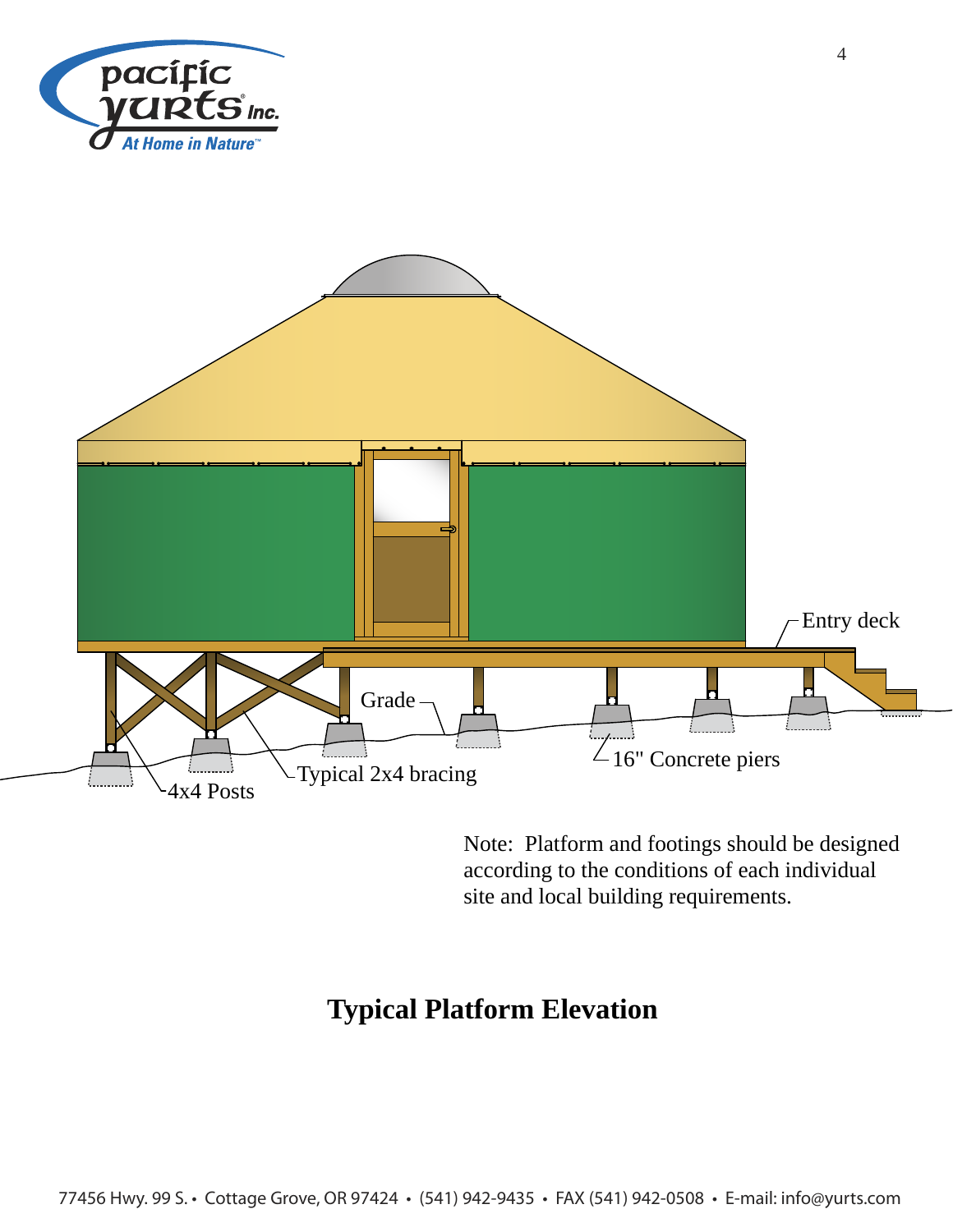Entry deck

Grade

4x4 Posts

Typical 2x4 bracing

16" Concrete piers

Note: Platform and footings should be designed according to the conditions of each individual site and local building requirements.

## Typical Platform Elevation

77456 Hwy. 99 S. • Cottage Grove, OR 97424 • (541) 942-9435 • FAX (541) 942-0508 • E-mail: info@yurts.com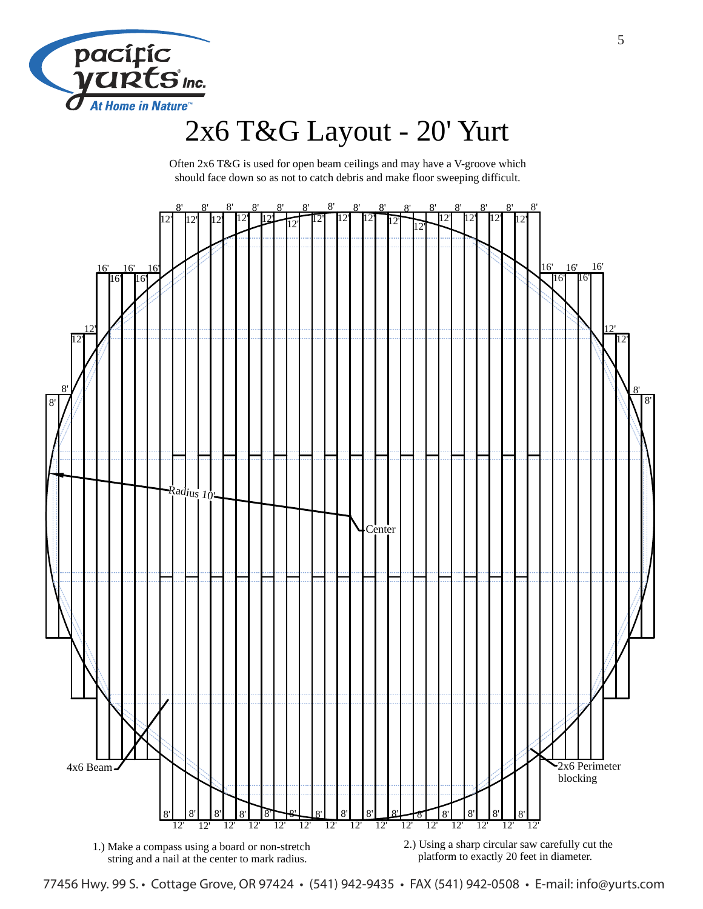# 2x6 T&G Layout - 20' Yurt

Often 2x6 T&G is used for open beam ceilings and may have a V-groove which should face down so as not to catch debris and make floor sweeping difficult.

Radius 10'

Center

4x6 Beam

2x6 Perimeter blocking

1.) Make a compass using a board or non-stretch string and a nail at the center to mark radius.

2.) Using a sharp circular saw carefully cut the platform to exactly 20 feet in diameter.

77456 Hwy. 99 S. • Cottage Grove, OR 97424 • (541) 942-9435 • FAX (541) 942-0508 • E-mail: info@yurts.com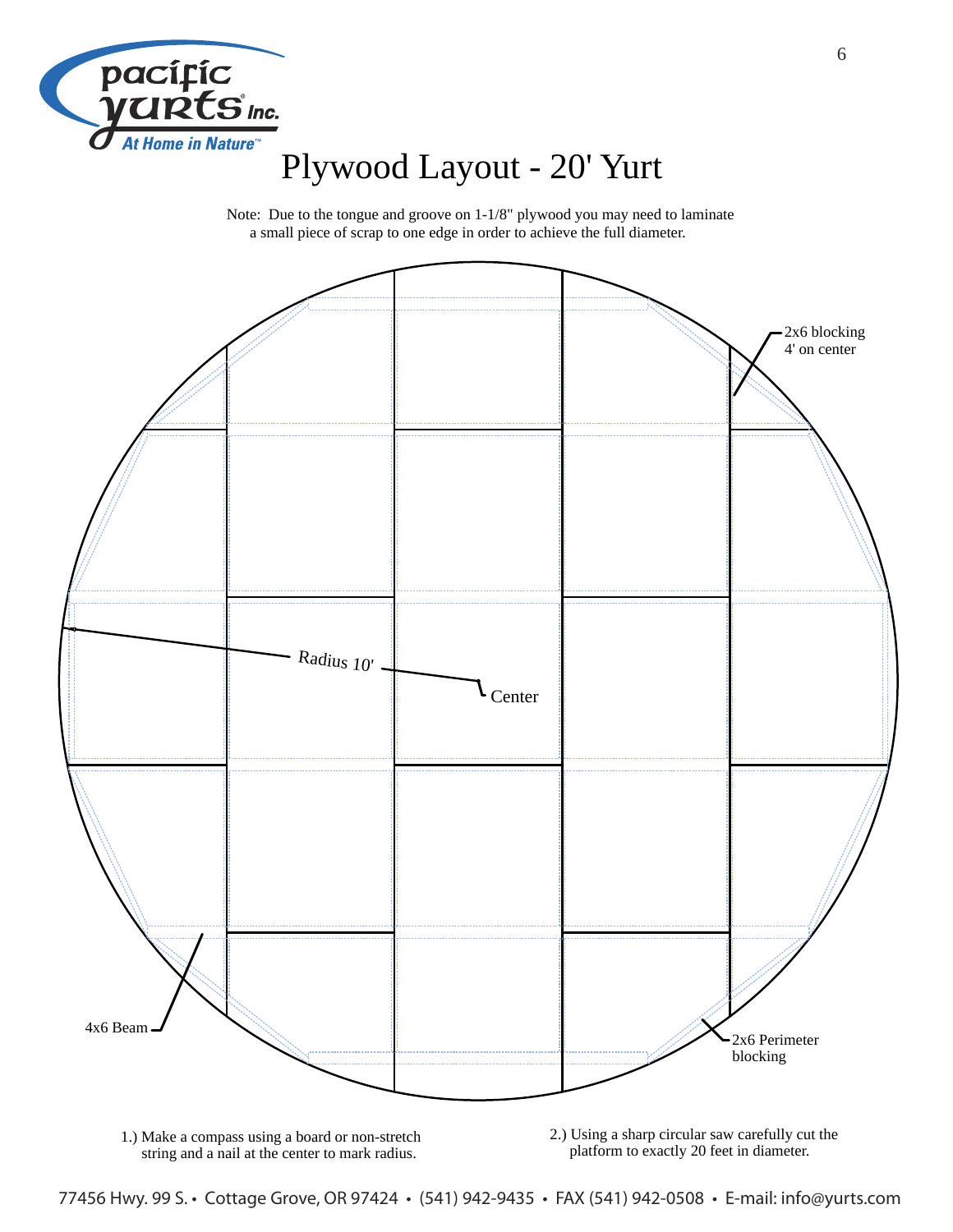# Plywood Layout - 20' Yurt

Note: Due to the tongue and groove on 1-1/8" plywood you may need to laminate a small piece of scrap to one edge in order to achieve the full diameter.

2x6 blocking
4' on center

Radius 10'

Center

4x6 Beam

2x6 Perimeter blocking

1.) Make a compass using a board or non-stretch string and a nail at the center to mark radius.

2.) Using a sharp circular saw carefully cut the platform to exactly 20 feet in diameter.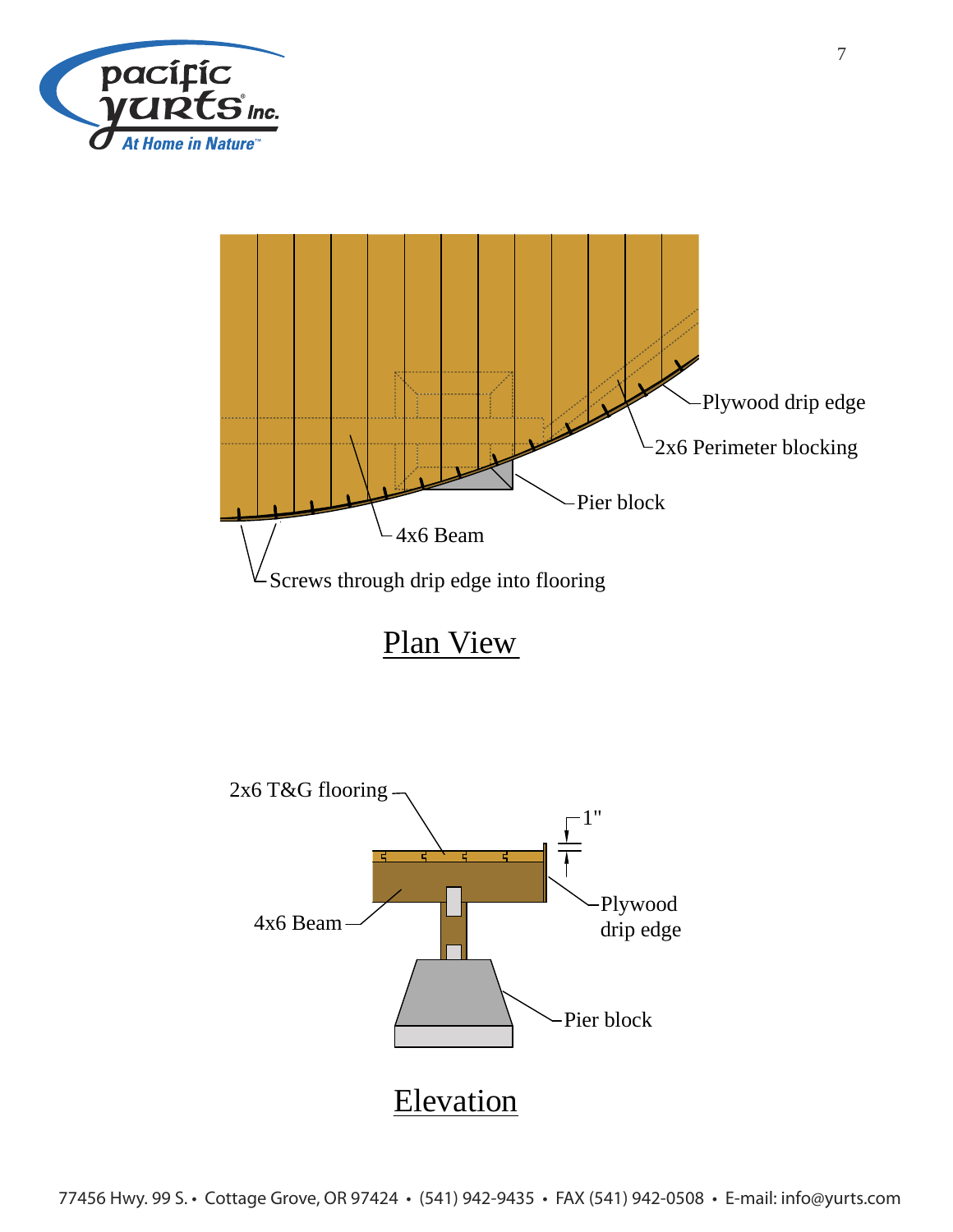Plywood drip edge

2x6 Perimeter blocking

Pier block

4x6 Beam

Screws through drip edge into flooring

Plan View

2x6 T&G flooring

1"

4x6 Beam

Plywood drip edge

Pier block

Elevation

77456 Hwy. 99 S. • Cottage Grove, OR 97424 • (541) 942-9435 • FAX (541) 942-0508 • E-mail: info@yurts.com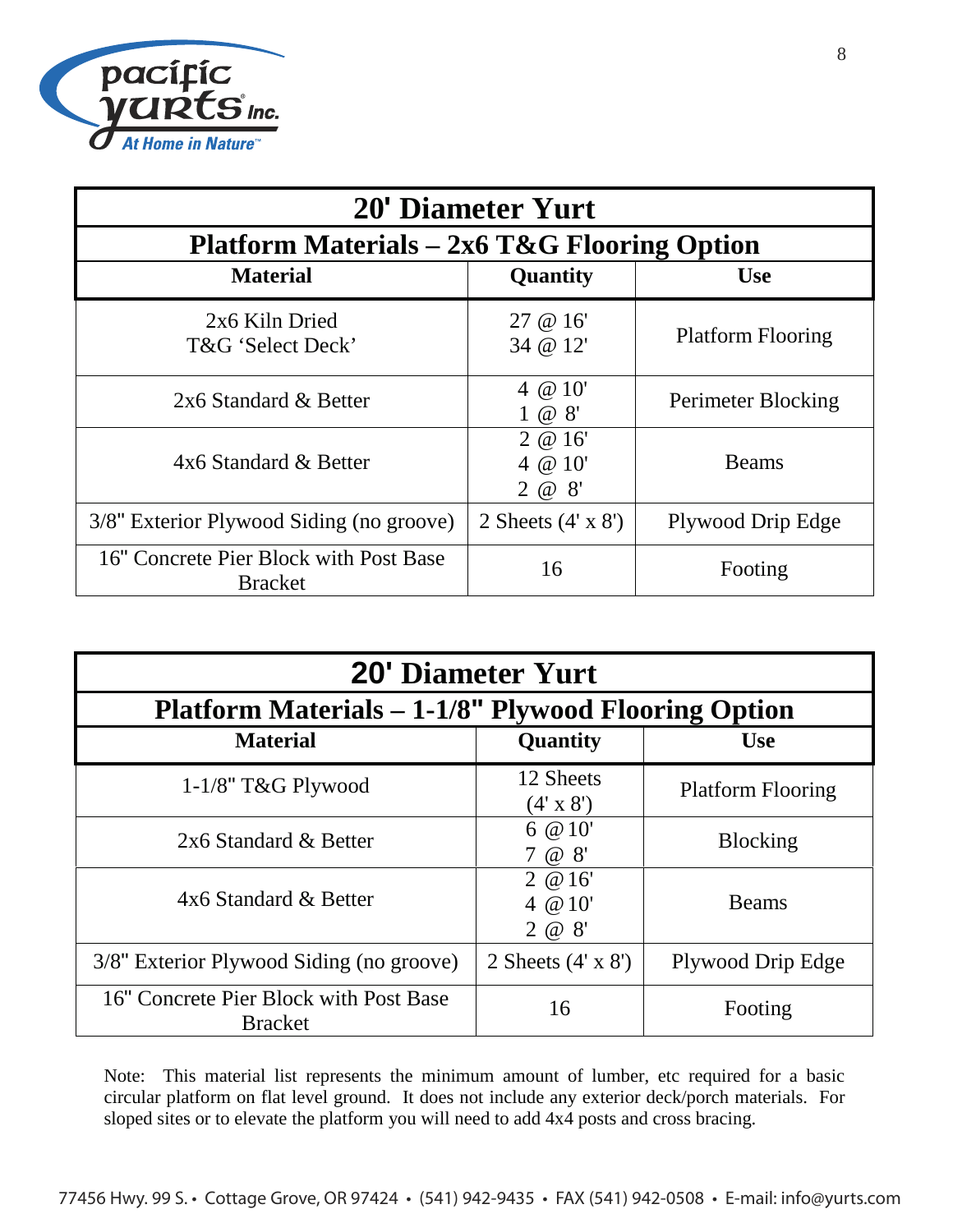| 20' Diameter Yurt | | |
|---|---|---|
| **Platform Materials – 2x6 T&G Flooring Option** | | |
| **Material** | **Quantity** | **Use** |
| 2x6 Kiln Dried T&G 'Select Deck' | 27 @ 16' 34 @ 12' | Platform Flooring |
| 2x6 Standard & Better | 4 @ 10' 1 @ 8' | Perimeter Blocking |
| 4x6 Standard & Better | 2 @ 16' 4 @ 10' 2 @ 8' | Beams |
| 3/8" Exterior Plywood Siding (no groove) | 2 Sheets (4' x 8') | Plywood Drip Edge |
| 16" Concrete Pier Block with Post Base Bracket | 16 | Footing |

| 20' Diameter Yurt | | |
|---|---|---|
| **Platform Materials – 1-1/8" Plywood Flooring Option** | | |
| **Material** | **Quantity** | **Use** |
| 1-1/8" T&G Plywood | 12 Sheets (4' x 8') | Platform Flooring |
| 2x6 Standard & Better | 6 @ 10' 7 @ 8' | Blocking |
| 4x6 Standard & Better | 2 @ 16' 4 @ 10' 2 @ 8' | Beams |
| 3/8" Exterior Plywood Siding (no groove) | 2 Sheets (4' x 8') | Plywood Drip Edge |
| 16" Concrete Pier Block with Post Base Bracket | 16 | Footing |

Note: This material list represents the minimum amount of lumber, etc required for a basic circular platform on flat level ground. It does not include any exterior deck/porch materials. For sloped sites or to elevate the platform you will need to add 4x4 posts and cross bracing.